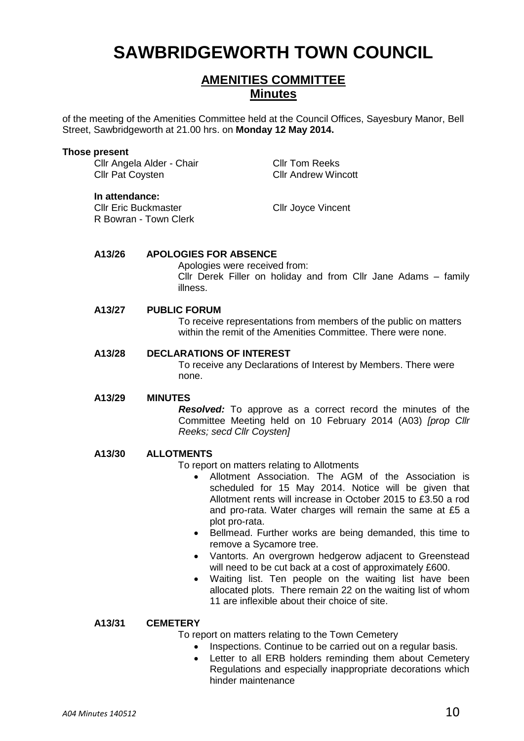# SAWBRIDGEWORTH TOWN COUNCIL

## AMENITIES COMMITTEE
## Minutes

of the meeting of the Amenities Committee held at the Council Offices, Sayesbury Manor, Bell Street, Sawbridgeworth at 21.00 hrs. on **Monday 12 May 2014.**

**Those present**

Cllr Angela Alder - Chair
Cllr Pat Coysten
Cllr Tom Reeks
Cllr Andrew Wincott

**In attendance:**

Cllr Eric Buckmaster
R Bowran - Town Clerk
Cllr Joyce Vincent

**A13/26 APOLOGIES FOR ABSENCE**

Apologies were received from:
Cllr Derek Filler on holiday and from Cllr Jane Adams – family illness.

**A13/27 PUBLIC FORUM**

To receive representations from members of the public on matters within the remit of the Amenities Committee. There were none.

**A13/28 DECLARATIONS OF INTEREST**

To receive any Declarations of Interest by Members. There were none.

**A13/29 MINUTES**

***Resolved:*** To approve as a correct record the minutes of the Committee Meeting held on 10 February 2014 (A03) *[prop Cllr Reeks; secd Cllr Coysten]*

**A13/30 ALLOTMENTS**

To report on matters relating to Allotments

- Allotment Association. The AGM of the Association is scheduled for 15 May 2014. Notice will be given that Allotment rents will increase in October 2015 to £3.50 a rod and pro-rata. Water charges will remain the same at £5 a plot pro-rata.
- Bellmead. Further works are being demanded, this time to remove a Sycamore tree.
- Vantorts. An overgrown hedgerow adjacent to Greenstead will need to be cut back at a cost of approximately £600.
- Waiting list. Ten people on the waiting list have been allocated plots. There remain 22 on the waiting list of whom 11 are inflexible about their choice of site.

**A13/31 CEMETERY**

To report on matters relating to the Town Cemetery

- Inspections. Continue to be carried out on a regular basis.
- Letter to all ERB holders reminding them about Cemetery Regulations and especially inappropriate decorations which hinder maintenance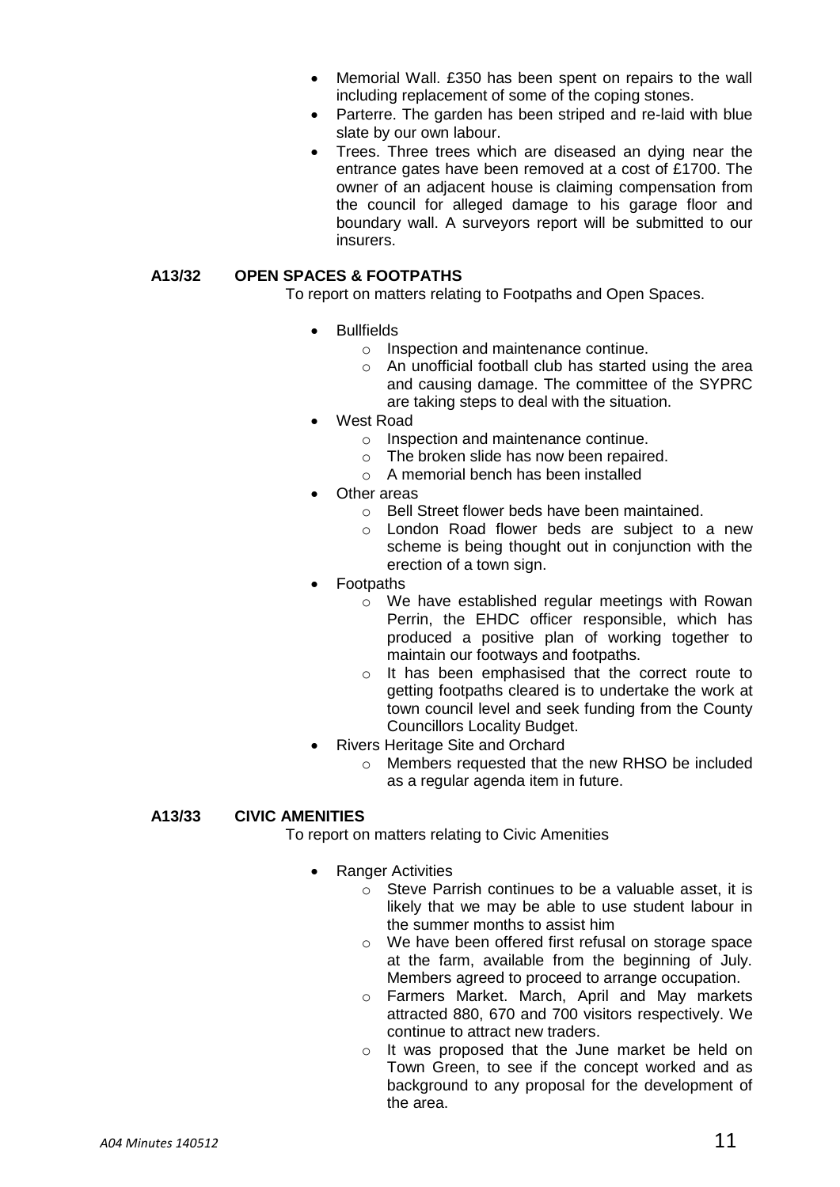- Memorial Wall. £350 has been spent on repairs to the wall including replacement of some of the coping stones.
- Parterre. The garden has been striped and re-laid with blue slate by our own labour.
- Trees. Three trees which are diseased an dying near the entrance gates have been removed at a cost of £1700. The owner of an adjacent house is claiming compensation from the council for alleged damage to his garage floor and boundary wall. A surveyors report will be submitted to our insurers.

**A13/32 OPEN SPACES & FOOTPATHS**

To report on matters relating to Footpaths and Open Spaces.

- Bullfields
  - Inspection and maintenance continue.
  - An unofficial football club has started using the area and causing damage. The committee of the SYPRC are taking steps to deal with the situation.
- West Road
  - Inspection and maintenance continue.
  - The broken slide has now been repaired.
  - A memorial bench has been installed
- Other areas
  - Bell Street flower beds have been maintained.
  - London Road flower beds are subject to a new scheme is being thought out in conjunction with the erection of a town sign.
- Footpaths
  - We have established regular meetings with Rowan Perrin, the EHDC officer responsible, which has produced a positive plan of working together to maintain our footways and footpaths.
  - It has been emphasised that the correct route to getting footpaths cleared is to undertake the work at town council level and seek funding from the County Councillors Locality Budget.
- Rivers Heritage Site and Orchard
  - Members requested that the new RHSO be included as a regular agenda item in future.

**A13/33 CIVIC AMENITIES**

To report on matters relating to Civic Amenities

- Ranger Activities
  - Steve Parrish continues to be a valuable asset, it is likely that we may be able to use student labour in the summer months to assist him
  - We have been offered first refusal on storage space at the farm, available from the beginning of July. Members agreed to proceed to arrange occupation.
  - Farmers Market. March, April and May markets attracted 880, 670 and 700 visitors respectively. We continue to attract new traders.
  - It was proposed that the June market be held on Town Green, to see if the concept worked and as background to any proposal for the development of the area.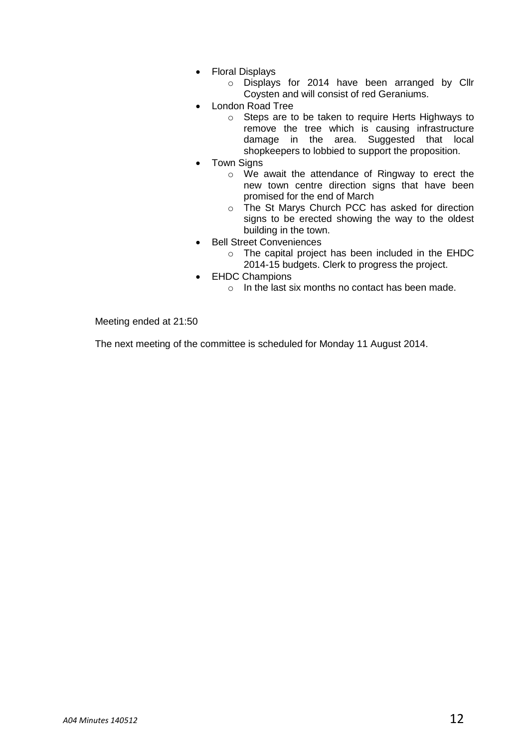- Floral Displays
  - Displays for 2014 have been arranged by Cllr Coysten and will consist of red Geraniums.
- London Road Tree
  - Steps are to be taken to require Herts Highways to remove the tree which is causing infrastructure damage in the area. Suggested that local shopkeepers to lobbied to support the proposition.
- Town Signs
  - We await the attendance of Ringway to erect the new town centre direction signs that have been promised for the end of March
  - The St Marys Church PCC has asked for direction signs to be erected showing the way to the oldest building in the town.
- Bell Street Conveniences
  - The capital project has been included in the EHDC 2014-15 budgets. Clerk to progress the project.
- EHDC Champions
  - In the last six months no contact has been made.

Meeting ended at 21:50

The next meeting of the committee is scheduled for Monday 11 August 2014.